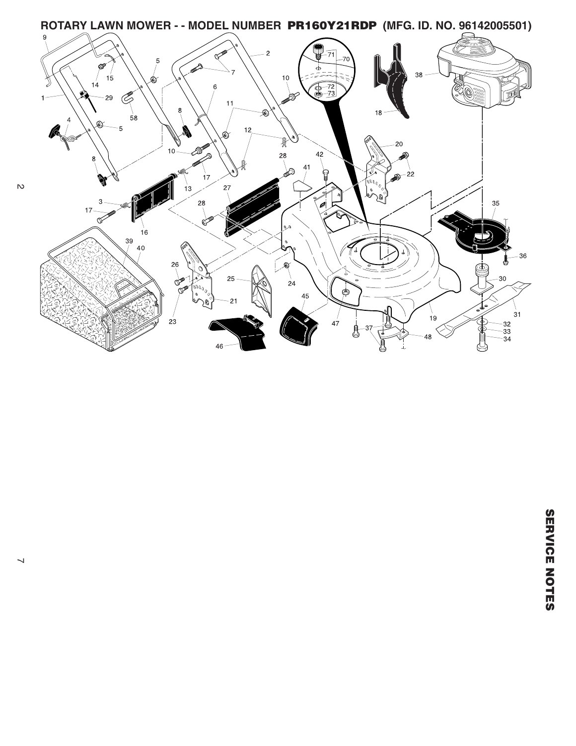# ROTARY LAWN MOWER - - MODEL NUMBER PR160Y21RDP (MFG. ID. NO. 96142005501)

1
2
3
4
5
6
7
8
9
10
11
12
13
14
15
16
17
18
19
20
21
22
23
24
25
26
27
28
29
30
31
32
33
34
35
36
37
38
39
40
41
42
45
46
47
48
58
70
71
72
73

## SERVICE NOTES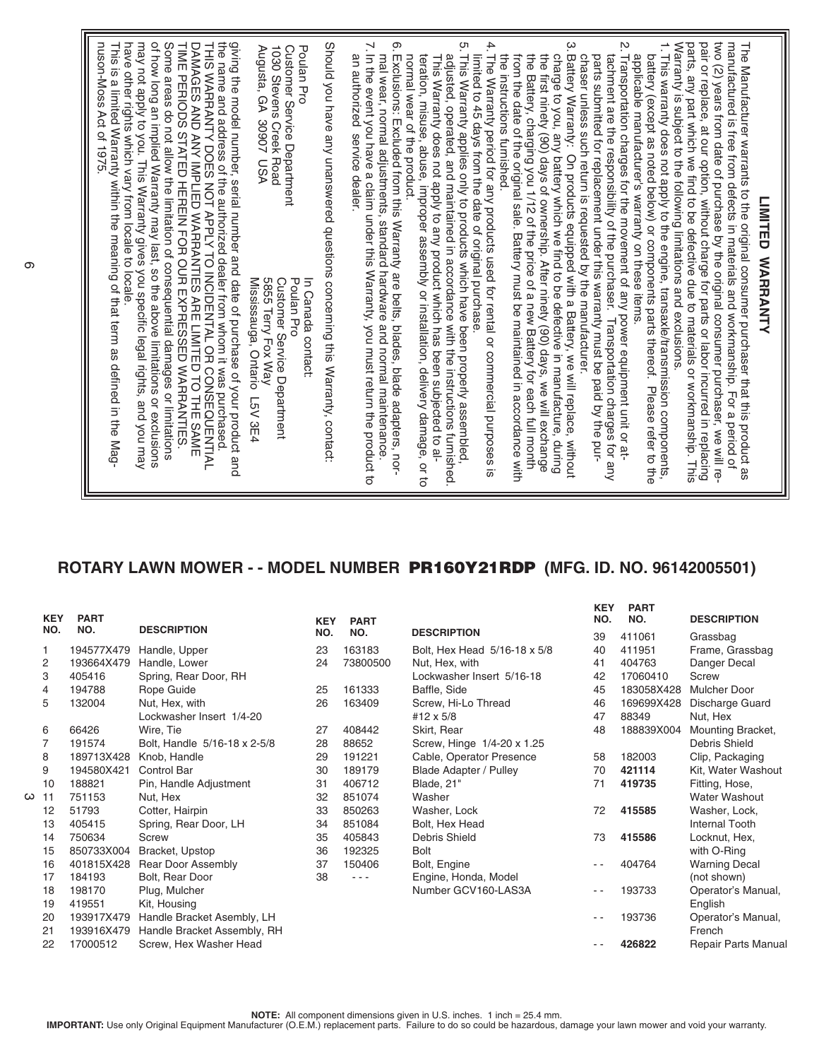## LIMITED WARRANTY

The Manufacturer warrants to the original consumer purchaser that this product as manufactured is free from defects in materials and workmanship. For a period of two (2) years from date of purchase by the original consumer purchaser, we will repair or replace, at our option, without charge for parts or labor incurred in replacing parts, any part which we find to be defective due to materials or workmanship. This Warranty is subject to the following limitations and exclusions.

1. This warranty does not apply to the engine, transaxle/transmission components, battery (except as noted below) or components parts thereof. Please refer to the applicable manufacturer's warranty on these items.
2. Transportation charges for the movement of any power equipment unit or attachment are the responsibility of the purchaser. Transportation charges for any parts submitted for replacement under this warranty must be paid by the purchaser unless such return is requested by the manufacturer.
3. Battery Warranty: On products equipped with a Battery, we will replace, without charge to you, any battery which we find to be defective in manufacture, during the first ninety (90) days of ownership. After ninety (90) days, we will exchange the Battery, charging you 1/12 of the price of a new Battery for each full month from the date of the original sale. Battery must be maintained in accordance with the instructions furnished.
4. The Warranty period for any products used for rental or commercial purposes is limited to 45 days from the date of original purchase.
5. This Warranty applies only to products which have been properly assembled, adjusted, operated, and maintained in accordance with the instructions furnished. This Warranty does not apply to any product which has been subjected to alteration, misuse, abuse, improper assembly or installation, delivery damage, or to normal wear of the product.
6. Exclusions: Excluded from this Warranty are belts, blades, blade adapters, normal wear, normal adjustments, standard hardware and normal maintenance.
7. In the event you have a claim under this Warranty, you must return the product to an authorized service dealer.

Should you have any unanswered questions concerning this Warranty, contact:

Poulan Pro
Customer Service Department
1030 Stevens Creek Road
Augusta, GA 30907 USA

In Canada contact:
Poulan Pro
Customer Service Department
5855 Terry Fox Way
Mississauga, Ontario L5V 3E4

giving the model number, serial number and date of purchase of your product and the name and address of the authorized dealer from whom it was purchased.

THIS WARRANTY DOES NOT APPLY TO INCIDENTAL OR CONSEQUENTIAL DAMAGES AND ANY IMPLIED WARRANTIES ARE LIMITED TO THE SAME TIME PERIODS STATED HEREIN FOR OUR EXPRESSED WARRANTIES.

Some areas do not allow the limitation of consequential damages or limitations of how long an implied Warranty may last, so the above limitations or exclusions may not apply to you. This Warranty gives you specific legal rights, and you may have other rights which vary from locale to locale.

This is a Limited Warranty within the meaning of that term as defined in the Magnuson-Moss Act of 1975.

## ROTARY LAWN MOWER - - MODEL NUMBER **PR160Y21RDP** (MFG. ID. NO. 96142005501)

| KEY NO. | PART NO. | DESCRIPTION |
|---|---|---|
| 1 | 194577X479 | Handle, Upper |
| 2 | 193664X479 | Handle, Lower |
| 3 | 405416 | Spring, Rear Door, RH |
| 4 | 194788 | Rope Guide |
| 5 | 132004 | Nut, Hex, with Lockwasher Insert 1/4-20 |
| 6 | 66426 | Wire, Tie |
| 7 | 191574 | Bolt, Handle 5/16-18 x 2-5/8 |
| 8 | 189713X428 | Knob, Handle |
| 9 | 194580X421 | Control Bar |
| 10 | 188821 | Pin, Handle Adjustment |
| 11 | 751153 | Nut, Hex |
| 12 | 51793 | Cotter, Hairpin |
| 13 | 405415 | Spring, Rear Door, LH |
| 14 | 750634 | Screw |
| 15 | 850733X004 | Bracket, Upstop |
| 16 | 401815X428 | Rear Door Assembly |
| 17 | 184193 | Bolt, Rear Door |
| 18 | 198170 | Plug, Mulcher |
| 19 | 419551 | Kit, Housing |
| 20 | 193917X479 | Handle Bracket Asembly, LH |
| 21 | 193916X479 | Handle Bracket Assembly, RH |
| 22 | 17000512 | Screw, Hex Washer Head |
| 23 | 163183 | Bolt, Hex Head 5/16-18 x 5/8 |
| 24 | 73800500 | Nut, Hex, with Lockwasher Insert 5/16-18 |
| 25 | 161333 | Baffle, Side |
| 26 | 163409 | Screw, Hi-Lo Thread #12 x 5/8 |
| 27 | 408442 | Skirt, Rear |
| 28 | 88652 | Screw, Hinge 1/4-20 x 1.25 |
| 29 | 191221 | Cable, Operator Presence |
| 30 | 189179 | Blade Adapter / Pulley |
| 31 | 406712 | Blade, 21" |
| 32 | 851074 | Washer |
| 33 | 850263 | Washer, Lock |
| 34 | 851084 | Bolt, Hex Head |
| 35 | 405843 | Debris Shield |
| 36 | 192325 | Bolt |
| 37 | 150406 | Bolt, Engine |
| 38 | - - - | Engine, Honda, Model Number GCV160-LAS3A |
| 39 | 411061 | Grassbag |
| 40 | 411951 | Frame, Grassbag |
| 41 | 404763 | Danger Decal |
| 42 | 17060410 | Screw |
| 45 | 183058X428 | Mulcher Door |
| 46 | 169699X428 | Discharge Guard |
| 47 | 88349 | Nut, Hex |
| 48 | 188839X004 | Mounting Bracket, Debris Shield |
| 58 | 182003 | Clip, Packaging |
| 70 | **421114** | Kit, Water Washout |
| 71 | **419735** | Fitting, Hose, Water Washout |
| 72 | **415585** | Washer, Lock, Internal Tooth |
| 73 | **415586** | Locknut, Hex, with O-Ring |
| - - | 404764 | Warning Decal (not shown) |
| - - | 193733 | Operator's Manual, English |
| - - | 193736 | Operator's Manual, French |
| - - | **426822** | Repair Parts Manual |

**NOTE:** All component dimensions given in U.S. inches. 1 inch = 25.4 mm.

**IMPORTANT:** Use only Original Equipment Manufacturer (O.E.M.) replacement parts. Failure to do so could be hazardous, damage your lawn mower and void your warranty.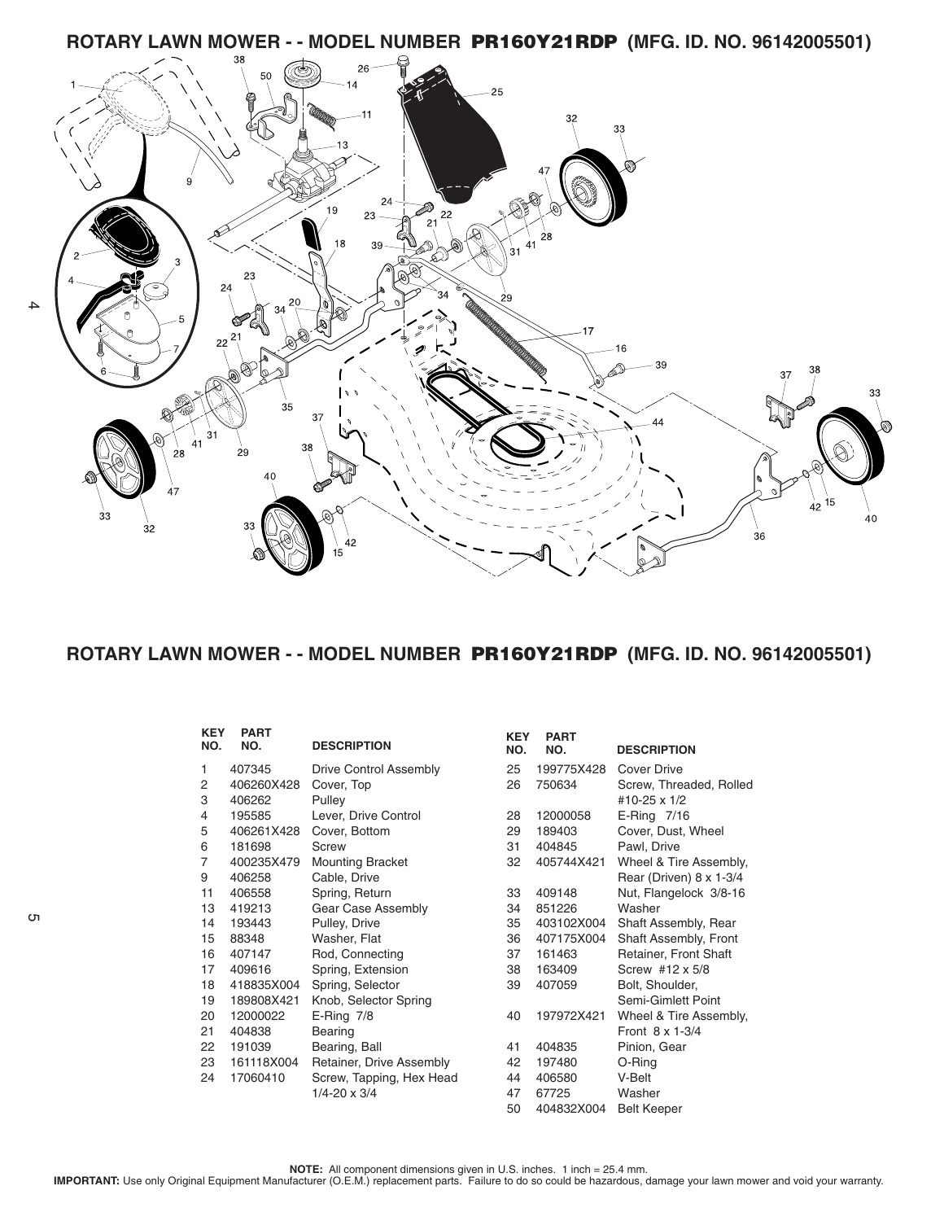# ROTARY LAWN MOWER - - MODEL NUMBER PR160Y21RDP (MFG. ID. NO. 96142005501)

# ROTARY LAWN MOWER - - MODEL NUMBER PR160Y21RDP (MFG. ID. NO. 96142005501)

| KEY NO. | PART NO. | DESCRIPTION |
|---|---|---|
| 1 | 407345 | Drive Control Assembly |
| 2 | 406260X428 | Cover, Top |
| 3 | 406262 | Pulley |
| 4 | 195585 | Lever, Drive Control |
| 5 | 406261X428 | Cover, Bottom |
| 6 | 181698 | Screw |
| 7 | 400235X479 | Mounting Bracket |
| 9 | 406258 | Cable, Drive |
| 11 | 406558 | Spring, Return |
| 13 | 419213 | Gear Case Assembly |
| 14 | 193443 | Pulley, Drive |
| 15 | 88348 | Washer, Flat |
| 16 | 407147 | Rod, Connecting |
| 17 | 409616 | Spring, Extension |
| 18 | 418835X004 | Spring, Selector |
| 19 | 189808X421 | Knob, Selector Spring |
| 20 | 12000022 | E-Ring 7/8 |
| 21 | 404838 | Bearing |
| 22 | 191039 | Bearing, Ball |
| 23 | 161118X004 | Retainer, Drive Assembly |
| 24 | 17060410 | Screw, Tapping, Hex Head 1/4-20 x 3/4 |
| 25 | 199775X428 | Cover Drive |
| 26 | 750634 | Screw, Threaded, Rolled #10-25 x 1/2 |
| 28 | 12000058 | E-Ring 7/16 |
| 29 | 189403 | Cover, Dust, Wheel |
| 31 | 404845 | Pawl, Drive |
| 32 | 405744X421 | Wheel & Tire Assembly, Rear (Driven) 8 x 1-3/4 |
| 33 | 409148 | Nut, Flangelock 3/8-16 |
| 34 | 851226 | Washer |
| 35 | 403102X004 | Shaft Assembly, Rear |
| 36 | 407175X004 | Shaft Assembly, Front |
| 37 | 161463 | Retainer, Front Shaft |
| 38 | 163409 | Screw #12 x 5/8 |
| 39 | 407059 | Bolt, Shoulder, Semi-Gimlett Point |
| 40 | 197972X421 | Wheel & Tire Assembly, Front 8 x 1-3/4 |
| 41 | 404835 | Pinion, Gear |
| 42 | 197480 | O-Ring |
| 44 | 406580 | V-Belt |
| 47 | 67725 | Washer |
| 50 | 404832X004 | Belt Keeper |

**NOTE:** All component dimensions given in U.S. inches. 1 inch = 25.4 mm.

**IMPORTANT:** Use only Original Equipment Manufacturer (O.E.M.) replacement parts. Failure to do so could be hazardous, damage your lawn mower and void your warranty.